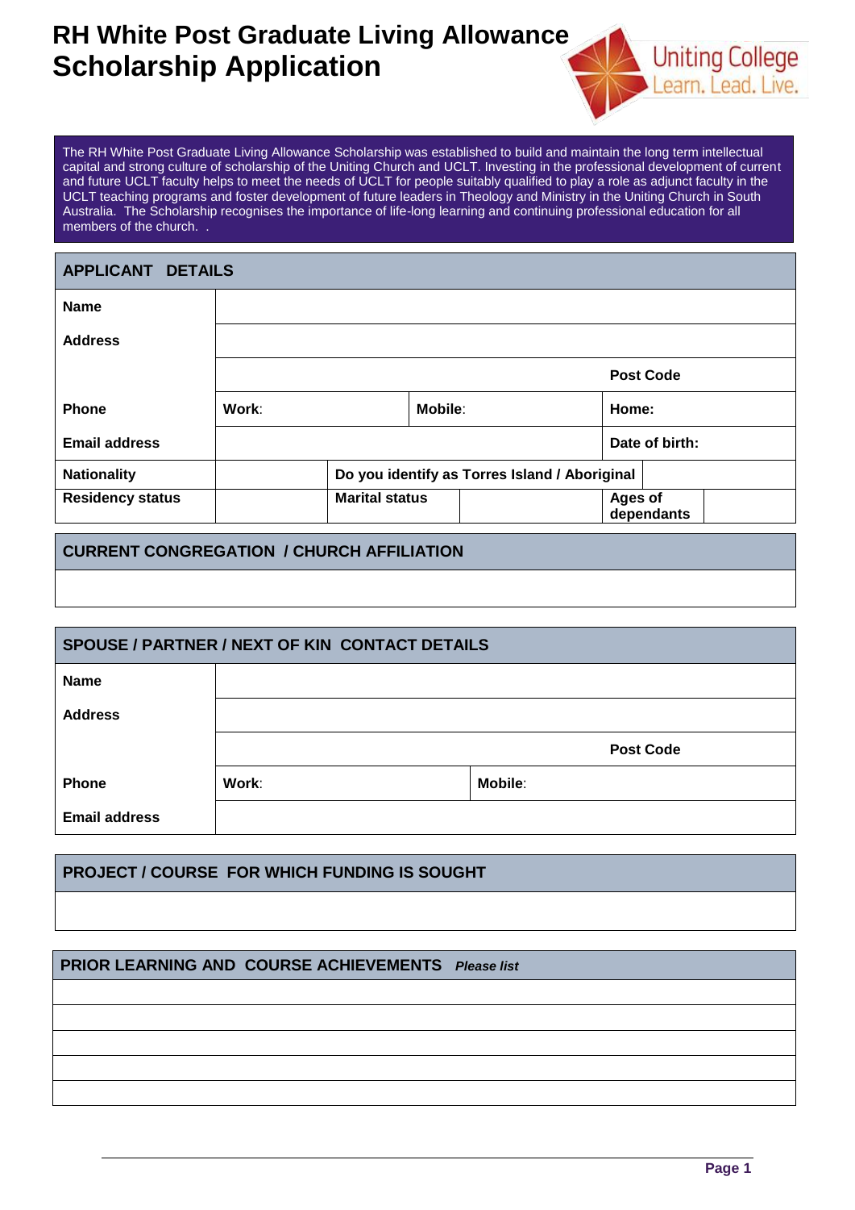# RH White Post Graduate Living Allowance Scholarship Application

Uniting College
Learn. Lead. Live.

The RH White Post Graduate Living Allowance Scholarship was established to build and maintain the long term intellectual capital and strong culture of scholarship of the Uniting Church and UCLT. Investing in the professional development of current and future UCLT faculty helps to meet the needs of UCLT for people suitably qualified to play a role as adjunct faculty in the UCLT teaching programs and foster development of future leaders in Theology and Ministry in the Uniting Church in South Australia. The Scholarship recognises the importance of life-long learning and continuing professional education for all members of the church. .

## APPLICANT DETAILS

| | | | | | |
|---|---|---|---|---|---|
| **Name** | | | | | |
| **Address** | | | | | |
| | | | | **Post Code** | |
| **Phone** | **Work**: | | **Mobile**: | **Home:** | |
| **Email address** | | | | **Date of birth:** | |
| **Nationality** | | **Do you identify as Torres Island / Aboriginal** | | | |
| **Residency status** | | **Marital status** | | **Ages of dependants** | |

## CURRENT CONGREGATION / CHURCH AFFILIATION

| |
|---|
| |

## SPOUSE / PARTNER / NEXT OF KIN CONTACT DETAILS

| | | |
|---|---|---|
| **Name** | | |
| **Address** | | |
| | | **Post Code** |
| **Phone** | **Work**: | **Mobile**: |
| **Email address** | | |

## PROJECT / COURSE FOR WHICH FUNDING IS SOUGHT

| |
|---|
| |

## PRIOR LEARNING AND COURSE ACHIEVEMENTS *Please list*

| |
|---|
| |
| |
| |
| |
| |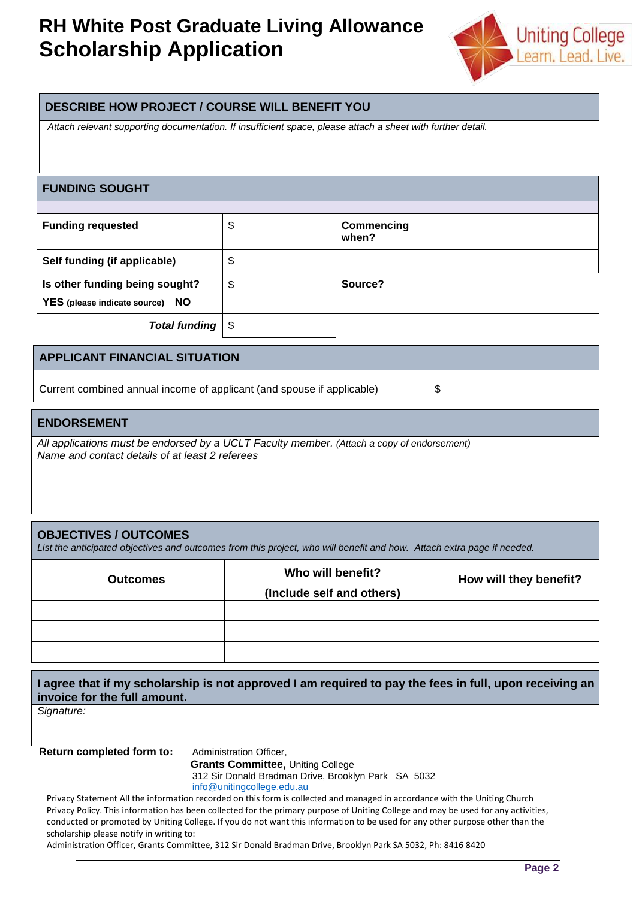# RH White Post Graduate Living Allowance Scholarship Application

Uniting College
Learn. Lead. Live.

## DESCRIBE HOW PROJECT / COURSE WILL BENEFIT YOU

*Attach relevant supporting documentation. If insufficient space, please attach a sheet with further detail.*

## FUNDING SOUGHT

| | | | |
|---|---|---|---|
| **Funding requested** | $ | **Commencing when?** | |
| **Self funding (if applicable)** | $ | | |
| **Is other funding being sought?** **YES** (please indicate source) **NO** | $ | **Source?** | |
| ***Total funding*** | $ | | |

## APPLICANT FINANCIAL SITUATION

Current combined annual income of applicant (and spouse if applicable) $

## ENDORSEMENT

*All applications must be endorsed by a UCLT Faculty member. (Attach a copy of endorsement)*
*Name and contact details of at least 2 referees*

## OBJECTIVES / OUTCOMES

*List the anticipated objectives and outcomes from this project, who will benefit and how. Attach extra page if needed.*

| Outcomes | Who will benefit? (Include self and others) | How will they benefit? |
|---|---|---|
| | | |
| | | |
| | | |

**I agree that if my scholarship is not approved I am required to pay the fees in full, upon receiving an invoice for the full amount.**

*Signature:*

**Return completed form to:** Administration Officer,
**Grants Committee,** Uniting College
312 Sir Donald Bradman Drive, Brooklyn Park SA 5032
info@unitingcollege.edu.au

Privacy Statement All the information recorded on this form is collected and managed in accordance with the Uniting Church Privacy Policy. This information has been collected for the primary purpose of Uniting College and may be used for any activities, conducted or promoted by Uniting College. If you do not want this information to be used for any other purpose other than the scholarship please notify in writing to:
Administration Officer, Grants Committee, 312 Sir Donald Bradman Drive, Brooklyn Park SA 5032, Ph: 8416 8420